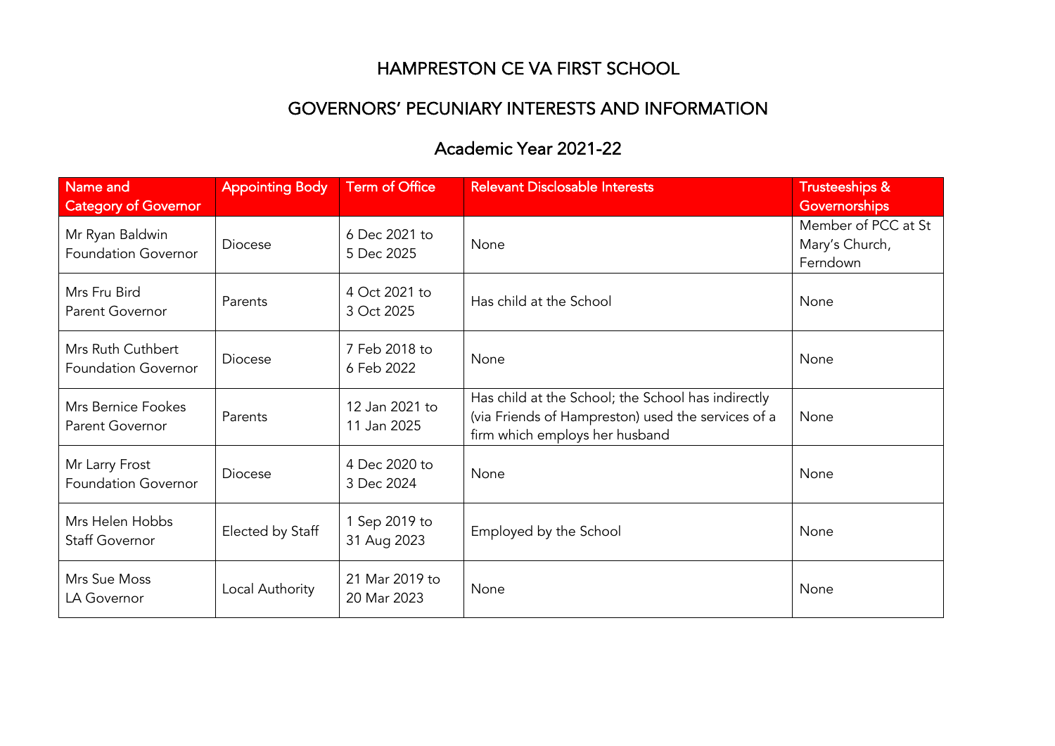# HAMPRESTON CE VA FIRST SCHOOL

## GOVERNORS' PECUNIARY INTERESTS AND INFORMATION

### Academic Year 2021-22

| Name and Category of Governor | Appointing Body | Term of Office | Relevant Disclosable Interests | Trusteeships & Governorships |
|---|---|---|---|---|
| Mr Ryan Baldwin Foundation Governor | Diocese | 6 Dec 2021 to 5 Dec 2025 | None | Member of PCC at St Mary's Church, Ferndown |
| Mrs Fru Bird Parent Governor | Parents | 4 Oct 2021 to 3 Oct 2025 | Has child at the School | None |
| Mrs Ruth Cuthbert Foundation Governor | Diocese | 7 Feb 2018 to 6 Feb 2022 | None | None |
| Mrs Bernice Fookes Parent Governor | Parents | 12 Jan 2021 to 11 Jan 2025 | Has child at the School; the School has indirectly (via Friends of Hampreston) used the services of a firm which employs her husband | None |
| Mr Larry Frost Foundation Governor | Diocese | 4 Dec 2020 to 3 Dec 2024 | None | None |
| Mrs Helen Hobbs Staff Governor | Elected by Staff | 1 Sep 2019 to 31 Aug 2023 | Employed by the School | None |
| Mrs Sue Moss LA Governor | Local Authority | 21 Mar 2019 to 20 Mar 2023 | None | None |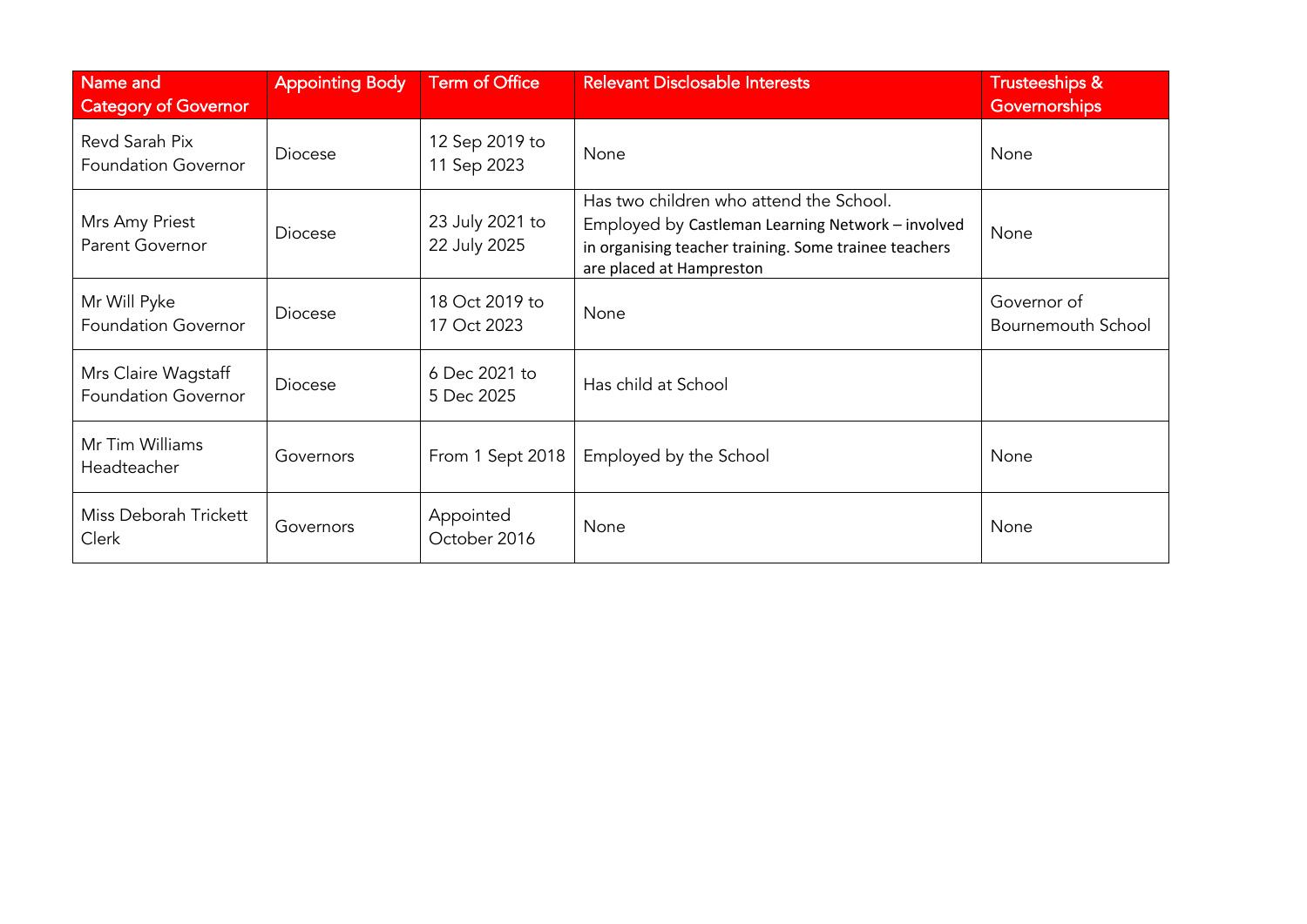| Name and Category of Governor | Appointing Body | Term of Office | Relevant Disclosable Interests | Trusteeships & Governorships |
|---|---|---|---|---|
| Revd Sarah Pix Foundation Governor | Diocese | 12 Sep 2019 to 11 Sep 2023 | None | None |
| Mrs Amy Priest Parent Governor | Diocese | 23 July 2021 to 22 July 2025 | Has two children who attend the School. Employed by Castleman Learning Network – involved in organising teacher training. Some trainee teachers are placed at Hampreston | None |
| Mr Will Pyke Foundation Governor | Diocese | 18 Oct 2019 to 17 Oct 2023 | None | Governor of Bournemouth School |
| Mrs Claire Wagstaff Foundation Governor | Diocese | 6 Dec 2021 to 5 Dec 2025 | Has child at School | |
| Mr Tim Williams Headteacher | Governors | From 1 Sept 2018 | Employed by the School | None |
| Miss Deborah Trickett Clerk | Governors | Appointed October 2016 | None | None |